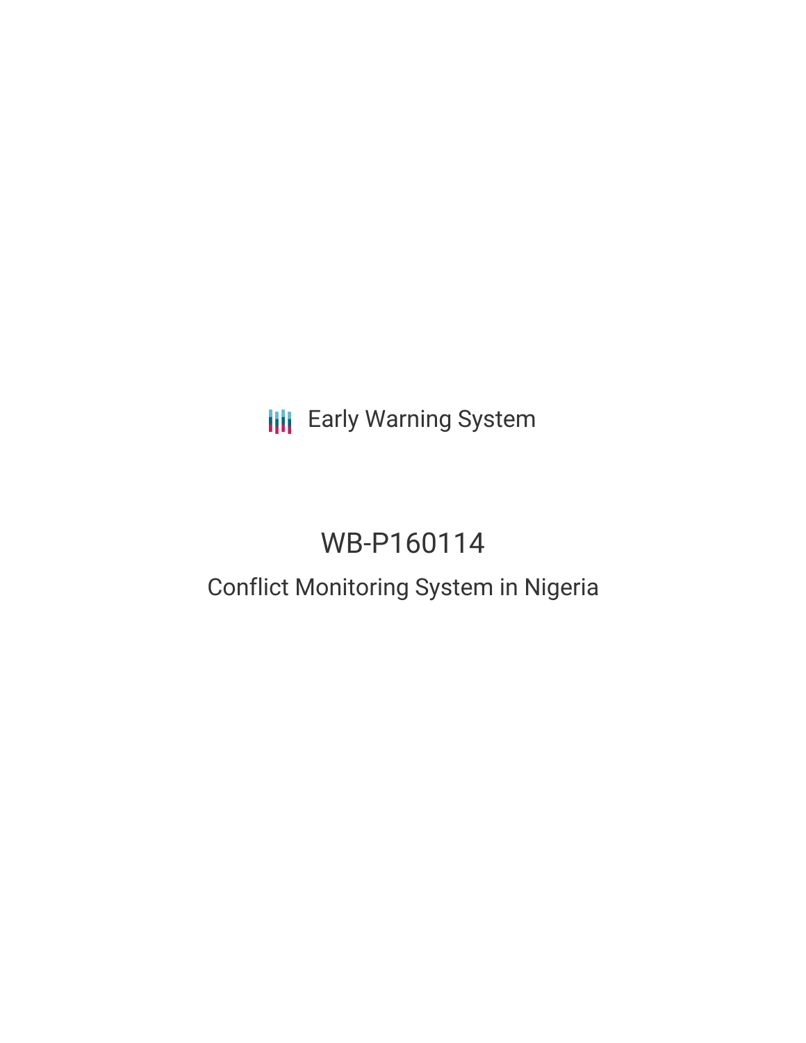Early Warning System

# WB-P160114

## Conflict Monitoring System in Nigeria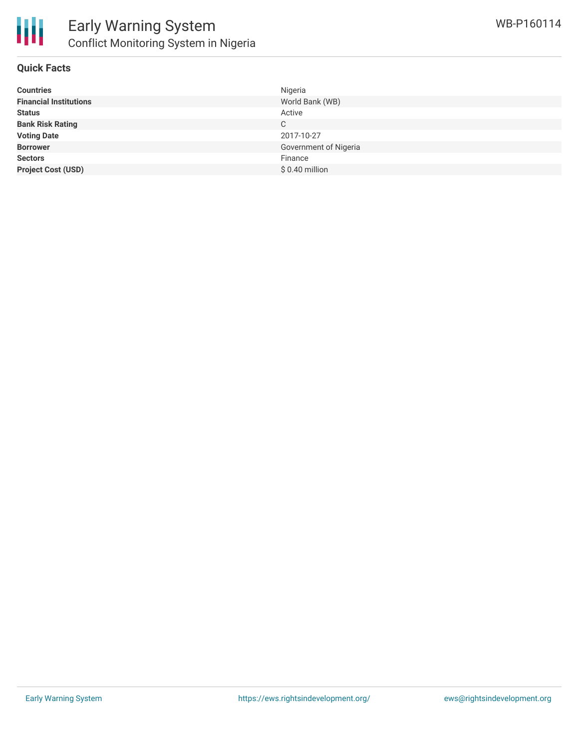# Early Warning System

## Conflict Monitoring System in Nigeria

WB-P160114

### Quick Facts

| | |
|---|---|
| **Countries** | Nigeria |
| **Financial Institutions** | World Bank (WB) |
| **Status** | Active |
| **Bank Risk Rating** | C |
| **Voting Date** | 2017-10-27 |
| **Borrower** | Government of Nigeria |
| **Sectors** | Finance |
| **Project Cost (USD)** | $ 0.40 million |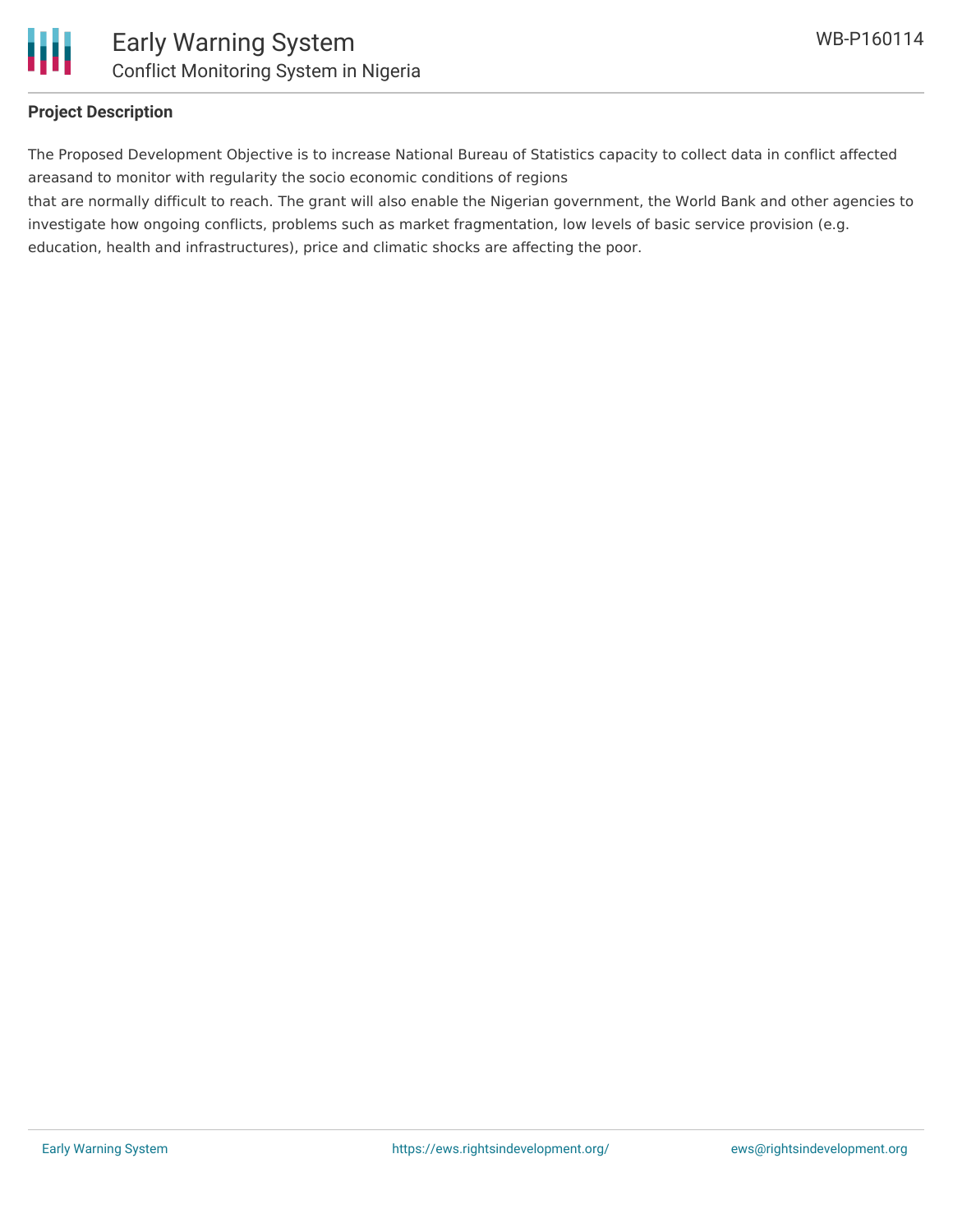**Project Description**

The Proposed Development Objective is to increase National Bureau of Statistics capacity to collect data in conflict affected areasand to monitor with regularity the socio economic conditions of regions
that are normally difficult to reach. The grant will also enable the Nigerian government, the World Bank and other agencies to investigate how ongoing conflicts, problems such as market fragmentation, low levels of basic service provision (e.g. education, health and infrastructures), price and climatic shocks are affecting the poor.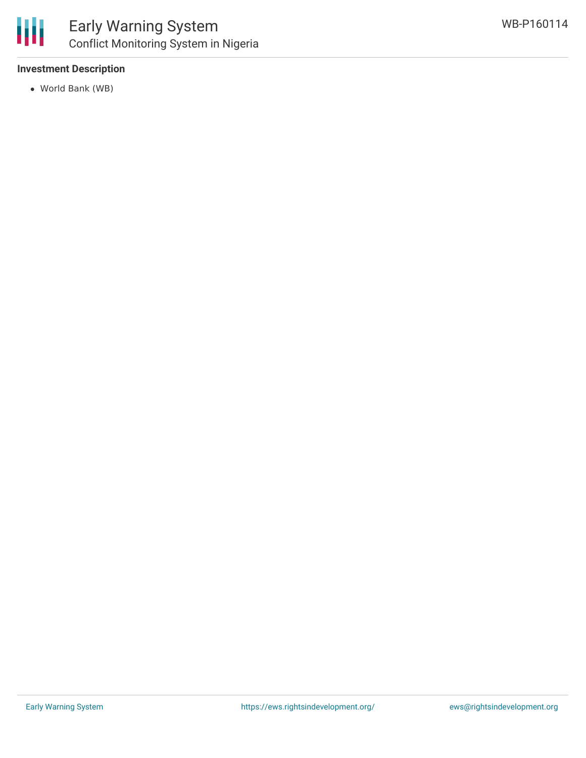#### Investment Description

- World Bank (WB)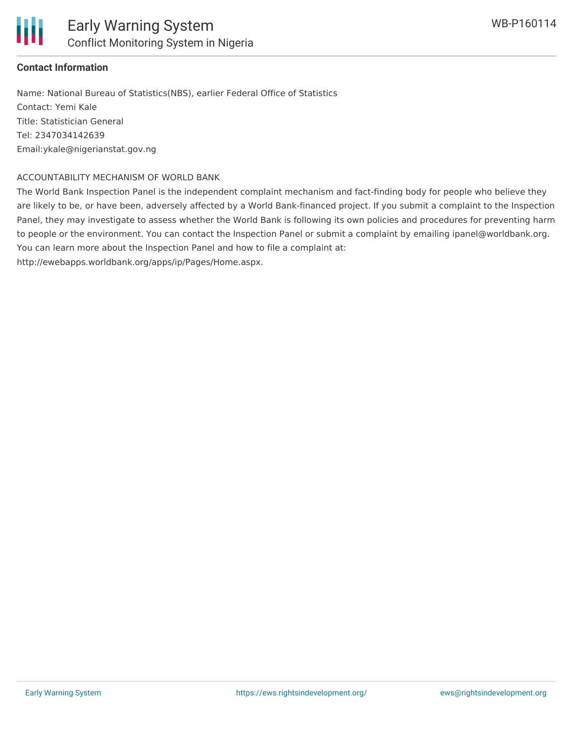**Contact Information**

Name: National Bureau of Statistics(NBS), earlier Federal Office of Statistics
Contact: Yemi Kale
Title: Statistician General
Tel: 2347034142639
Email:ykale@nigerianstat.gov.ng

ACCOUNTABILITY MECHANISM OF WORLD BANK

The World Bank Inspection Panel is the independent complaint mechanism and fact-finding body for people who believe they are likely to be, or have been, adversely affected by a World Bank-financed project. If you submit a complaint to the Inspection Panel, they may investigate to assess whether the World Bank is following its own policies and procedures for preventing harm to people or the environment. You can contact the Inspection Panel or submit a complaint by emailing ipanel@worldbank.org. You can learn more about the Inspection Panel and how to file a complaint at: http://ewebapps.worldbank.org/apps/ip/Pages/Home.aspx.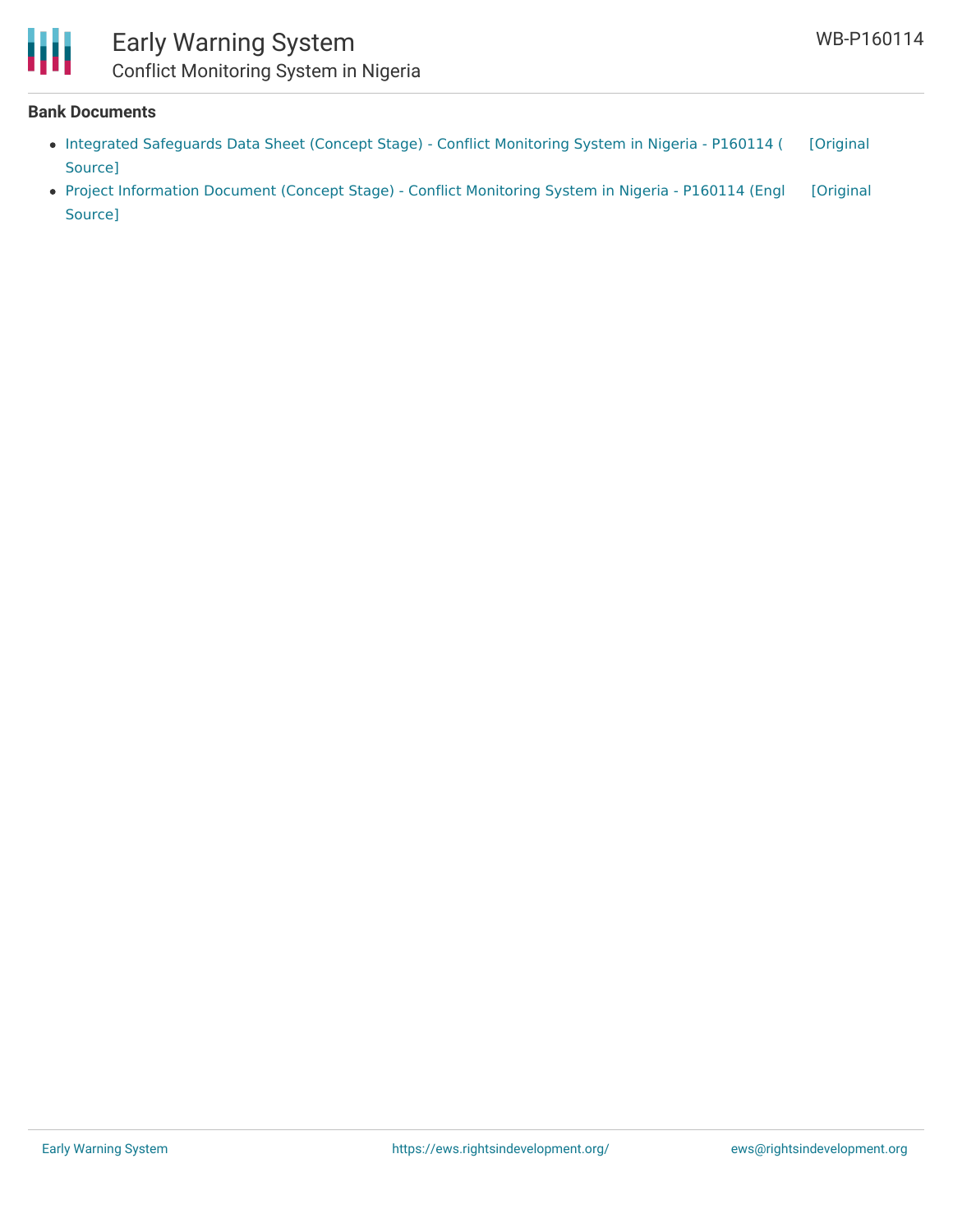## Bank Documents

- Integrated Safeguards Data Sheet (Concept Stage) - Conflict Monitoring System in Nigeria - P160114 ( [Original Source]
- Project Information Document (Concept Stage) - Conflict Monitoring System in Nigeria - P160114 (Engl [Original Source]